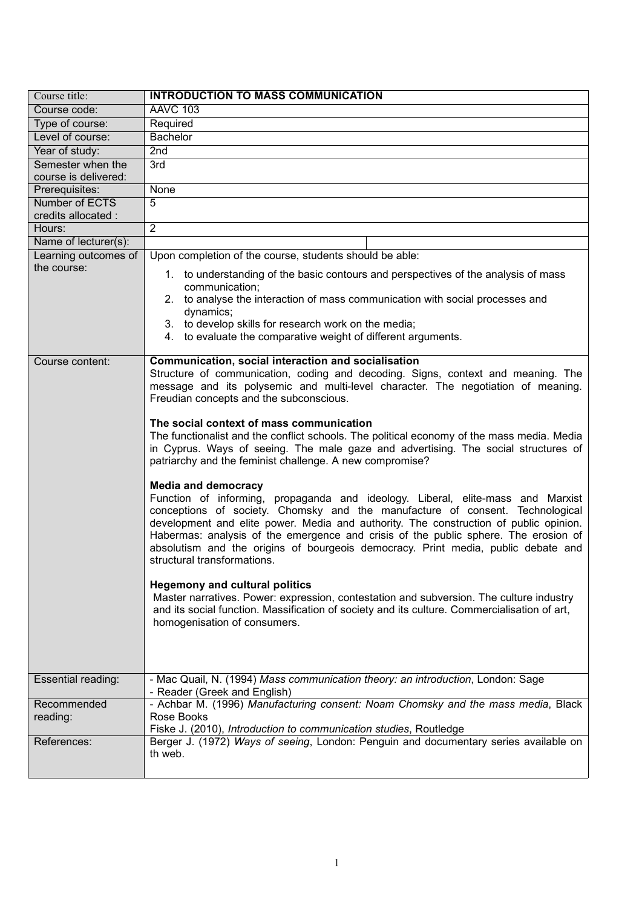| Course title: | **INTRODUCTION TO MASS COMMUNICATION** |
|---|---|
| Course code: | AAVC 103 |
| Type of course: | Required |
| Level of course: | Bachelor |
| Year of study: | 2nd |
| Semester when the course is delivered: | 3rd |
| Prerequisites: | None |
| Number of ECTS credits allocated : | 5 |
| Hours: | 2 |
| Name of lecturer(s): | |
| Learning outcomes of the course: | Upon completion of the course, students should be able:<br>1. to understanding of the basic contours and perspectives of the analysis of mass communication;<br>2. to analyse the interaction of mass communication with social processes and dynamics;<br>3. to develop skills for research work on the media;<br>4. to evaluate the comparative weight of different arguments. |
| Course content: | **Communication, social interaction and socialisation**<br>Structure of communication, coding and decoding. Signs, context and meaning. The message and its polysemic and multi-level character. The negotiation of meaning. Freudian concepts and the subconscious.<br><br>**The social context of mass communication**<br>The functionalist and the conflict schools. The political economy of the mass media. Media in Cyprus. Ways of seeing. The male gaze and advertising. The social structures of patriarchy and the feminist challenge. A new compromise?<br><br>**Media and democracy**<br>Function of informing, propaganda and ideology. Liberal, elite-mass and Marxist conceptions of society. Chomsky and the manufacture of consent. Technological development and elite power. Media and authority. The construction of public opinion. Habermas: analysis of the emergence and crisis of the public sphere. The erosion of absolutism and the origins of bourgeois democracy. Print media, public debate and structural transformations.<br><br>**Hegemony and cultural politics**<br>Master narratives. Power: expression, contestation and subversion. The culture industry and its social function. Massification of society and its culture. Commercialisation of art, homogenisation of consumers. |
| Essential reading: | - Mac Quail, N. (1994) *Mass communication theory: an introduction*, London: Sage<br>- Reader (Greek and English) |
| Recommended reading: | - Achbar M. (1996) *Manufacturing consent: Noam Chomsky and the mass media*, Black Rose Books<br>Fiske J. (2010), *Introduction to communication studies*, Routledge |
| References: | Berger J. (1972) *Ways of seeing*, London: Penguin and documentary series available on th web. |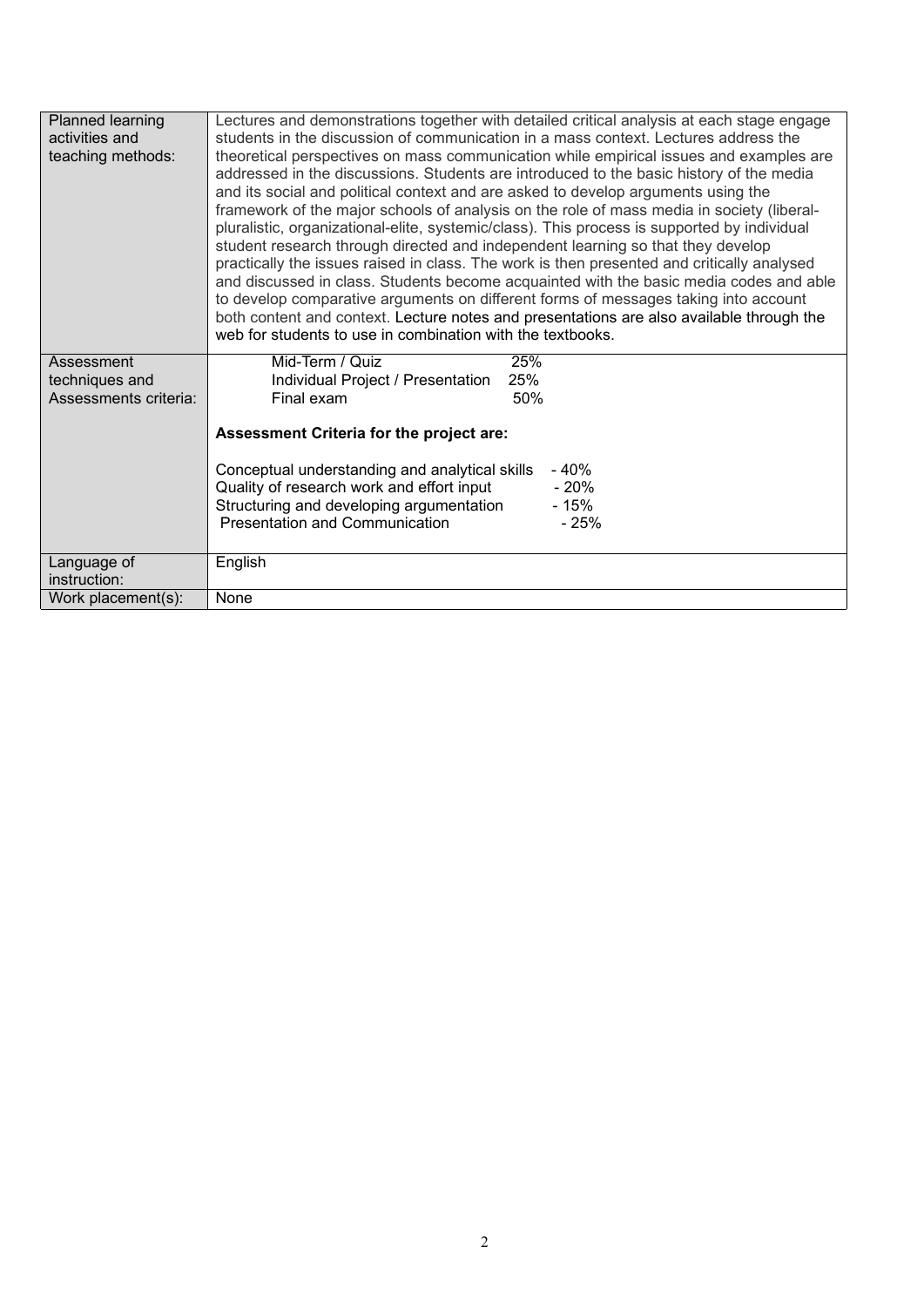| | |
|---|---|
| Planned learning activities and teaching methods: | Lectures and demonstrations together with detailed critical analysis at each stage engage students in the discussion of communication in a mass context. Lectures address the theoretical perspectives on mass communication while empirical issues and examples are addressed in the discussions. Students are introduced to the basic history of the media and its social and political context and are asked to develop arguments using the framework of the major schools of analysis on the role of mass media in society (liberal-pluralistic, organizational-elite, systemic/class). This process is supported by individual student research through directed and independent learning so that they develop practically the issues raised in class. The work is then presented and critically analysed and discussed in class. Students become acquainted with the basic media codes and able to develop comparative arguments on different forms of messages taking into account both content and context. Lecture notes and presentations are also available through the web for students to use in combination with the textbooks. |
| Assessment techniques and Assessments criteria: | Mid-Term / Quiz 25%<br>Individual Project / Presentation 25%<br>Final exam 50%<br><br>**Assessment Criteria for the project are:**<br><br>Conceptual understanding and analytical skills - 40%<br>Quality of research work and effort input - 20%<br>Structuring and developing argumentation - 15%<br>Presentation and Communication - 25% |
| Language of instruction: | English |
| Work placement(s): | None |